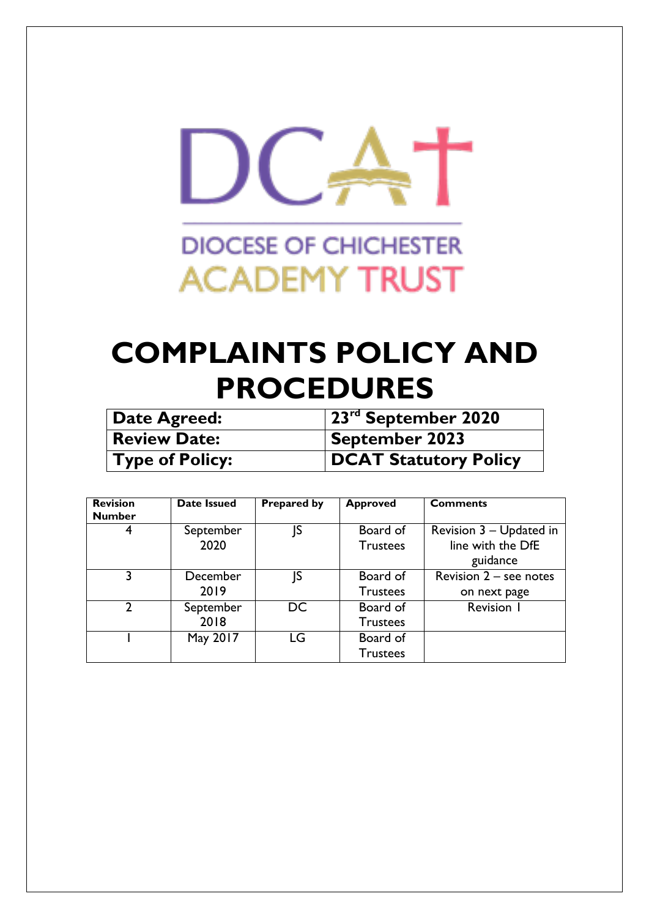DCAT

DIOCESE OF CHICHESTER
ACADEMY TRUST

# COMPLAINTS POLICY AND PROCEDURES

| **Date Agreed:** | **23rd September 2020** |
|---|---|
| **Review Date:** | **September 2023** |
| **Type of Policy:** | **DCAT Statutory Policy** |

| Revision Number | Date Issued | Prepared by | Approved | Comments |
|---|---|---|---|---|
| 4 | September 2020 | JS | Board of Trustees | Revision 3 – Updated in line with the DfE guidance |
| 3 | December 2019 | JS | Board of Trustees | Revision 2 – see notes on next page |
| 2 | September 2018 | DC | Board of Trustees | Revision 1 |
| 1 | May 2017 | LG | Board of Trustees | |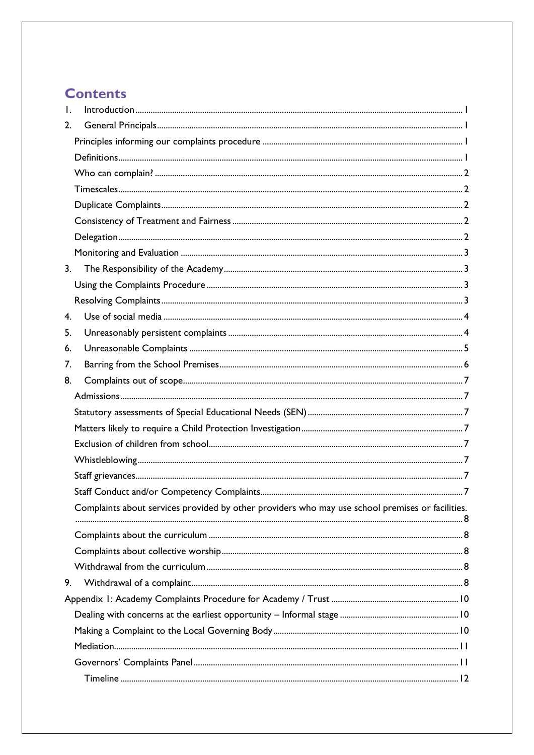# Contents

1. Introduction ..... 1
2. General Principals ..... 1
   - Principles informing our complaints procedure ..... 1
   - Definitions ..... 1
   - Who can complain? ..... 2
   - Timescales ..... 2
   - Duplicate Complaints ..... 2
   - Consistency of Treatment and Fairness ..... 2
   - Delegation ..... 2
   - Monitoring and Evaluation ..... 3
3. The Responsibility of the Academy ..... 3
   - Using the Complaints Procedure ..... 3
   - Resolving Complaints ..... 3
4. Use of social media ..... 4
5. Unreasonably persistent complaints ..... 4
6. Unreasonable Complaints ..... 5
7. Barring from the School Premises ..... 6
8. Complaints out of scope ..... 7
   - Admissions ..... 7
   - Statutory assessments of Special Educational Needs (SEN) ..... 7
   - Matters likely to require a Child Protection Investigation ..... 7
   - Exclusion of children from school ..... 7
   - Whistleblowing ..... 7
   - Staff grievances ..... 7
   - Staff Conduct and/or Competency Complaints ..... 7
   - Complaints about services provided by other providers who may use school premises or facilities. ..... 8
   - Complaints about the curriculum ..... 8
   - Complaints about collective worship ..... 8
   - Withdrawal from the curriculum ..... 8
9. Withdrawal of a complaint ..... 8

Appendix 1: Academy Complaints Procedure for Academy / Trust ..... 10
- Dealing with concerns at the earliest opportunity – Informal stage ..... 10
- Making a Complaint to the Local Governing Body ..... 10
- Mediation ..... 11
- Governors' Complaints Panel ..... 11
  - Timeline ..... 12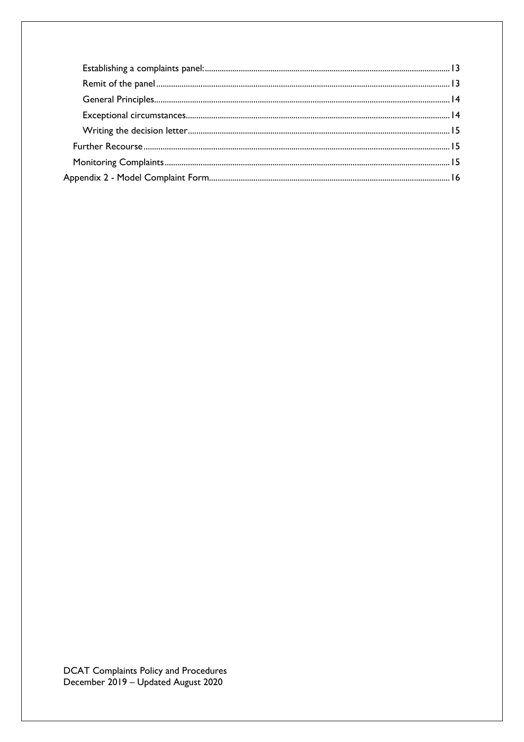- Establishing a complaints panel: 13
- Remit of the panel 13
- General Principles 14
- Exceptional circumstances 14
- Writing the decision letter 15

Further Recourse 15

Monitoring Complaints 15

Appendix 2 - Model Complaint Form 16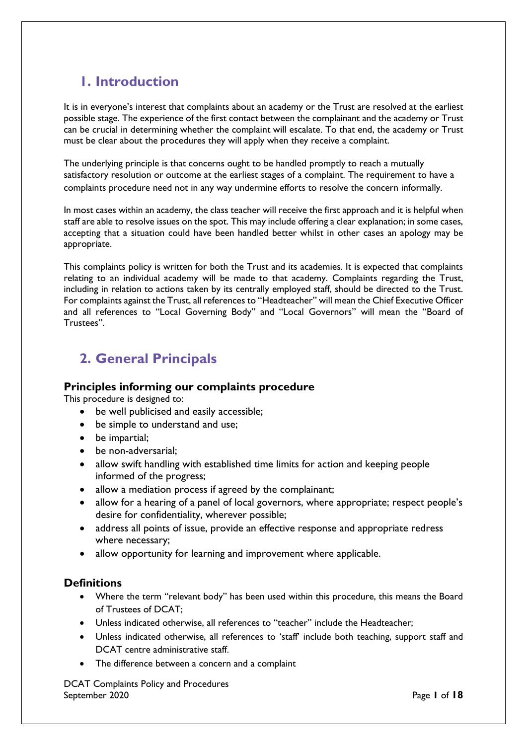# 1. Introduction

It is in everyone's interest that complaints about an academy or the Trust are resolved at the earliest possible stage. The experience of the first contact between the complainant and the academy or Trust can be crucial in determining whether the complaint will escalate. To that end, the academy or Trust must be clear about the procedures they will apply when they receive a complaint.

The underlying principle is that concerns ought to be handled promptly to reach a mutually satisfactory resolution or outcome at the earliest stages of a complaint. The requirement to have a complaints procedure need not in any way undermine efforts to resolve the concern informally.

In most cases within an academy, the class teacher will receive the first approach and it is helpful when staff are able to resolve issues on the spot. This may include offering a clear explanation; in some cases, accepting that a situation could have been handled better whilst in other cases an apology may be appropriate.

This complaints policy is written for both the Trust and its academies. It is expected that complaints relating to an individual academy will be made to that academy. Complaints regarding the Trust, including in relation to actions taken by its centrally employed staff, should be directed to the Trust. For complaints against the Trust, all references to "Headteacher" will mean the Chief Executive Officer and all references to "Local Governing Body" and "Local Governors" will mean the "Board of Trustees".

# 2. General Principals

### Principles informing our complaints procedure

This procedure is designed to:

- be well publicised and easily accessible;
- be simple to understand and use;
- be impartial;
- be non-adversarial;
- allow swift handling with established time limits for action and keeping people informed of the progress;
- allow a mediation process if agreed by the complainant;
- allow for a hearing of a panel of local governors, where appropriate; respect people's desire for confidentiality, wherever possible;
- address all points of issue, provide an effective response and appropriate redress where necessary;
- allow opportunity for learning and improvement where applicable.

### Definitions

- Where the term "relevant body" has been used within this procedure, this means the Board of Trustees of DCAT;
- Unless indicated otherwise, all references to "teacher" include the Headteacher;
- Unless indicated otherwise, all references to 'staff' include both teaching, support staff and DCAT centre administrative staff.
- The difference between a concern and a complaint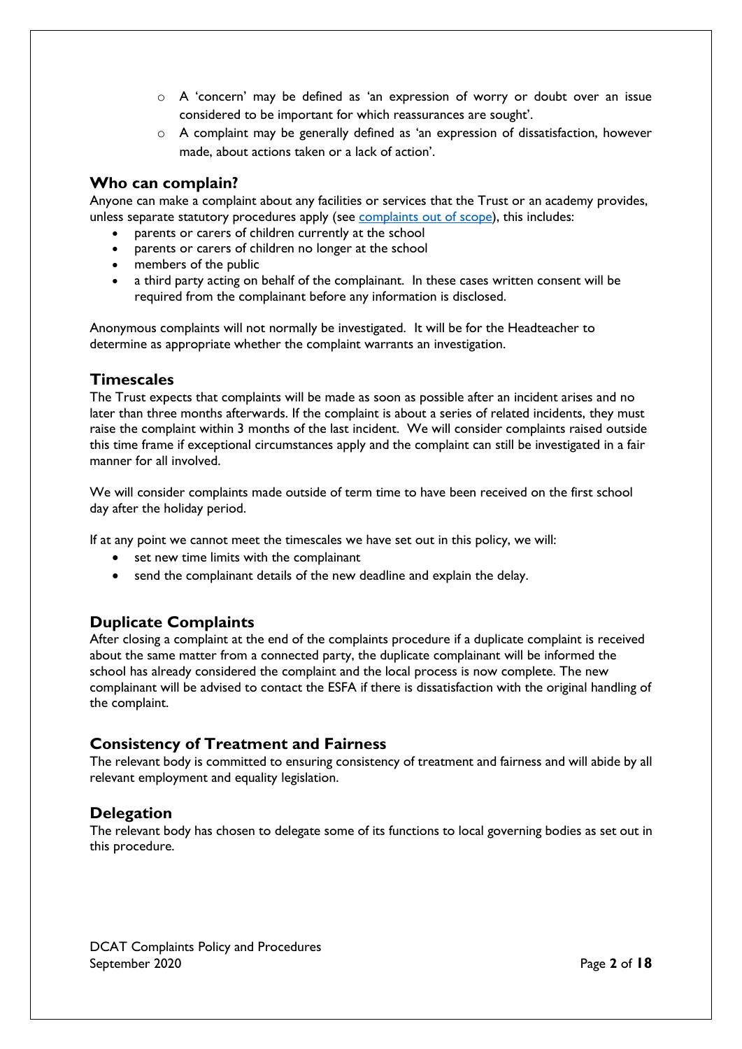- A 'concern' may be defined as 'an expression of worry or doubt over an issue considered to be important for which reassurances are sought'.
- A complaint may be generally defined as 'an expression of dissatisfaction, however made, about actions taken or a lack of action'.

## Who can complain?

Anyone can make a complaint about any facilities or services that the Trust or an academy provides, unless separate statutory procedures apply (see [complaints out of scope]), this includes:

- parents or carers of children currently at the school
- parents or carers of children no longer at the school
- members of the public
- a third party acting on behalf of the complainant. In these cases written consent will be required from the complainant before any information is disclosed.

Anonymous complaints will not normally be investigated. It will be for the Headteacher to determine as appropriate whether the complaint warrants an investigation.

## Timescales

The Trust expects that complaints will be made as soon as possible after an incident arises and no later than three months afterwards. If the complaint is about a series of related incidents, they must raise the complaint within 3 months of the last incident. We will consider complaints raised outside this time frame if exceptional circumstances apply and the complaint can still be investigated in a fair manner for all involved.

We will consider complaints made outside of term time to have been received on the first school day after the holiday period.

If at any point we cannot meet the timescales we have set out in this policy, we will:

- set new time limits with the complainant
- send the complainant details of the new deadline and explain the delay.

## Duplicate Complaints

After closing a complaint at the end of the complaints procedure if a duplicate complaint is received about the same matter from a connected party, the duplicate complainant will be informed the school has already considered the complaint and the local process is now complete. The new complainant will be advised to contact the ESFA if there is dissatisfaction with the original handling of the complaint.

## Consistency of Treatment and Fairness

The relevant body is committed to ensuring consistency of treatment and fairness and will abide by all relevant employment and equality legislation.

## Delegation

The relevant body has chosen to delegate some of its functions to local governing bodies as set out in this procedure.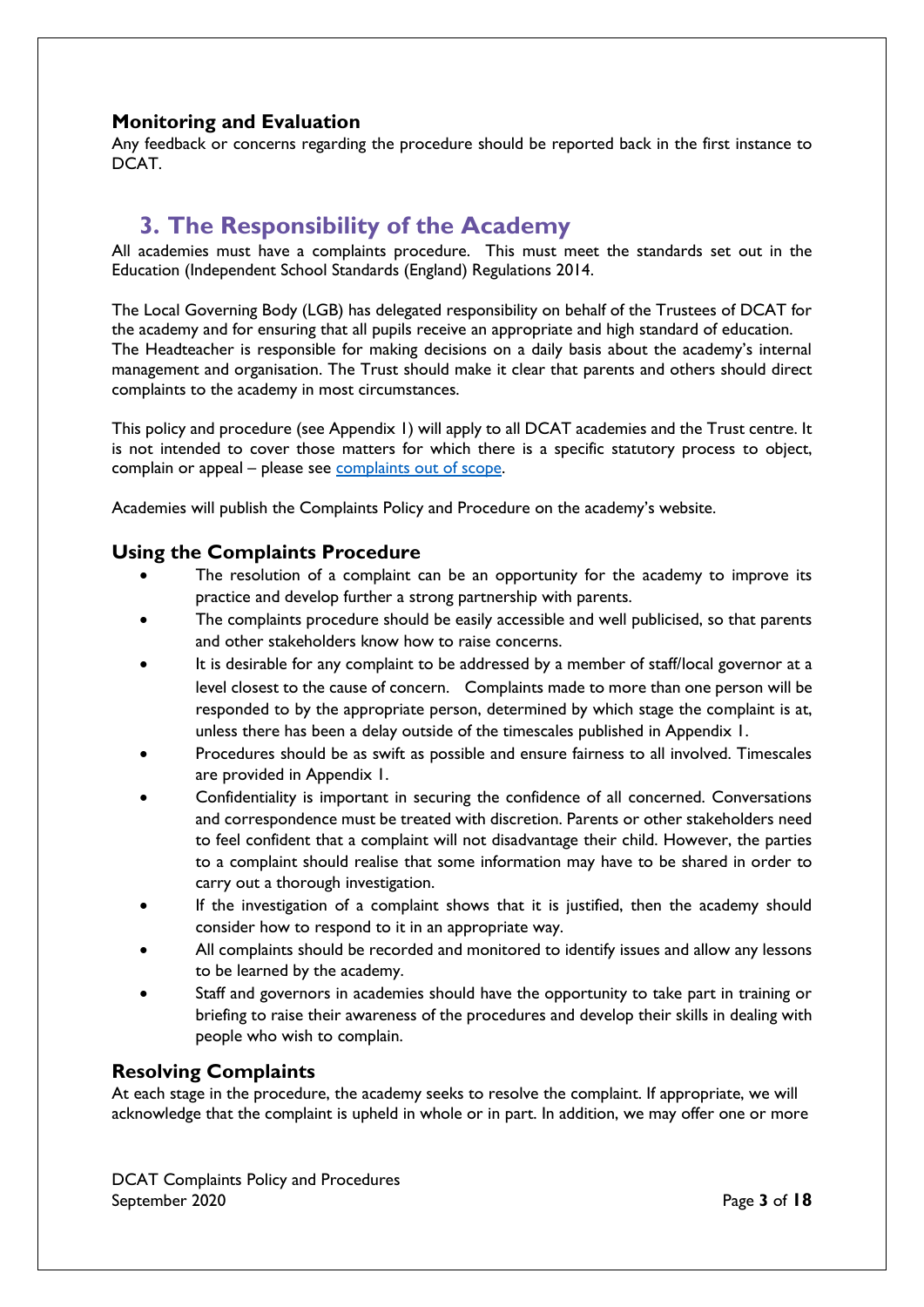### Monitoring and Evaluation

Any feedback or concerns regarding the procedure should be reported back in the first instance to DCAT.

## 3. The Responsibility of the Academy

All academies must have a complaints procedure. This must meet the standards set out in the Education (Independent School Standards (England) Regulations 2014.

The Local Governing Body (LGB) has delegated responsibility on behalf of the Trustees of DCAT for the academy and for ensuring that all pupils receive an appropriate and high standard of education. The Headteacher is responsible for making decisions on a daily basis about the academy's internal management and organisation. The Trust should make it clear that parents and others should direct complaints to the academy in most circumstances.

This policy and procedure (see Appendix 1) will apply to all DCAT academies and the Trust centre. It is not intended to cover those matters for which there is a specific statutory process to object, complain or appeal – please see [complaints out of scope](#).

Academies will publish the Complaints Policy and Procedure on the academy's website.

### Using the Complaints Procedure

- The resolution of a complaint can be an opportunity for the academy to improve its practice and develop further a strong partnership with parents.
- The complaints procedure should be easily accessible and well publicised, so that parents and other stakeholders know how to raise concerns.
- It is desirable for any complaint to be addressed by a member of staff/local governor at a level closest to the cause of concern. Complaints made to more than one person will be responded to by the appropriate person, determined by which stage the complaint is at, unless there has been a delay outside of the timescales published in Appendix 1.
- Procedures should be as swift as possible and ensure fairness to all involved. Timescales are provided in Appendix 1.
- Confidentiality is important in securing the confidence of all concerned. Conversations and correspondence must be treated with discretion. Parents or other stakeholders need to feel confident that a complaint will not disadvantage their child. However, the parties to a complaint should realise that some information may have to be shared in order to carry out a thorough investigation.
- If the investigation of a complaint shows that it is justified, then the academy should consider how to respond to it in an appropriate way.
- All complaints should be recorded and monitored to identify issues and allow any lessons to be learned by the academy.
- Staff and governors in academies should have the opportunity to take part in training or briefing to raise their awareness of the procedures and develop their skills in dealing with people who wish to complain.

### Resolving Complaints

At each stage in the procedure, the academy seeks to resolve the complaint. If appropriate, we will acknowledge that the complaint is upheld in whole or in part. In addition, we may offer one or more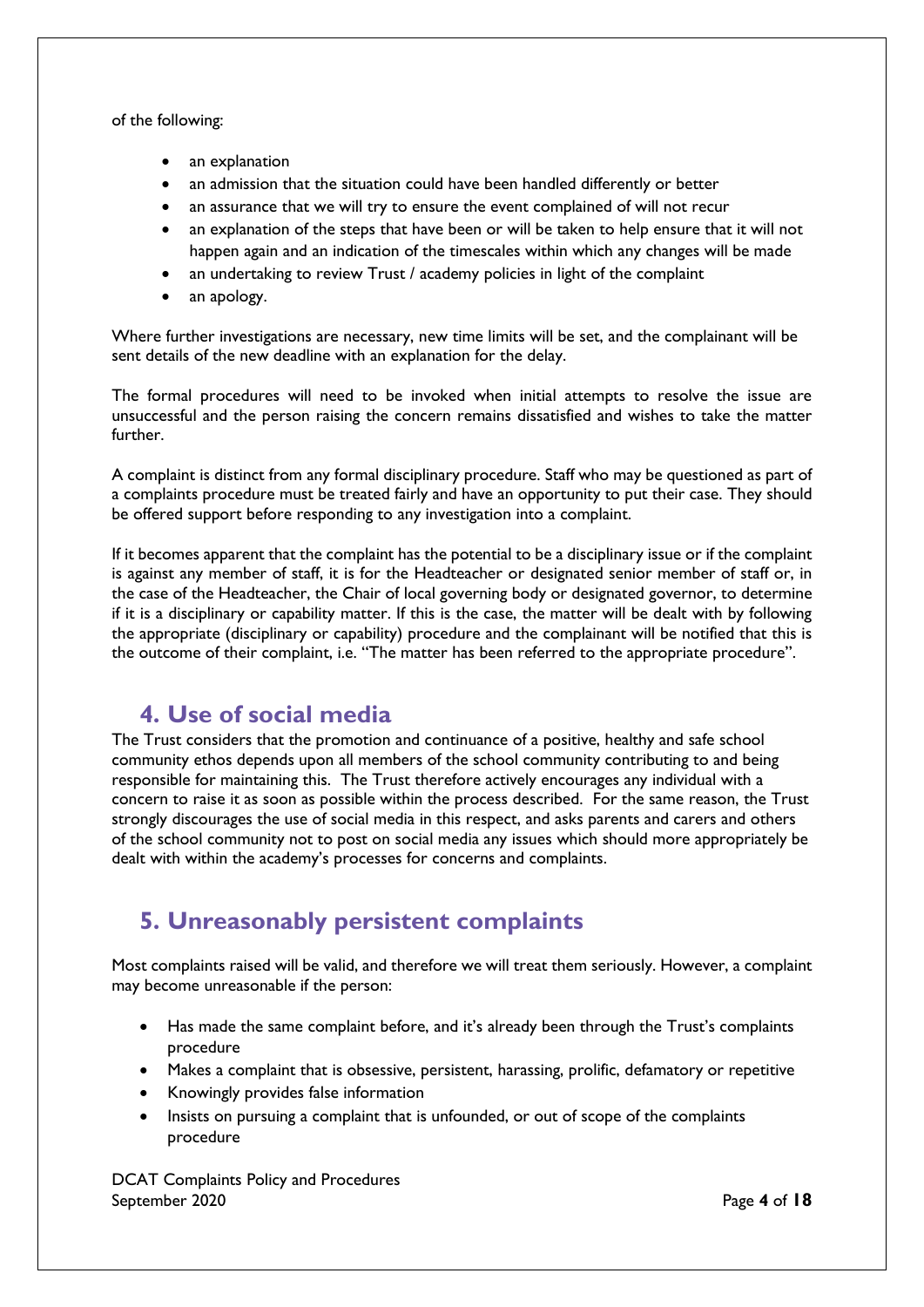of the following:

- an explanation
- an admission that the situation could have been handled differently or better
- an assurance that we will try to ensure the event complained of will not recur
- an explanation of the steps that have been or will be taken to help ensure that it will not happen again and an indication of the timescales within which any changes will be made
- an undertaking to review Trust / academy policies in light of the complaint
- an apology.

Where further investigations are necessary, new time limits will be set, and the complainant will be sent details of the new deadline with an explanation for the delay.

The formal procedures will need to be invoked when initial attempts to resolve the issue are unsuccessful and the person raising the concern remains dissatisfied and wishes to take the matter further.

A complaint is distinct from any formal disciplinary procedure. Staff who may be questioned as part of a complaints procedure must be treated fairly and have an opportunity to put their case. They should be offered support before responding to any investigation into a complaint.

If it becomes apparent that the complaint has the potential to be a disciplinary issue or if the complaint is against any member of staff, it is for the Headteacher or designated senior member of staff or, in the case of the Headteacher, the Chair of local governing body or designated governor, to determine if it is a disciplinary or capability matter. If this is the case, the matter will be dealt with by following the appropriate (disciplinary or capability) procedure and the complainant will be notified that this is the outcome of their complaint, i.e. "The matter has been referred to the appropriate procedure".

## 4. Use of social media

The Trust considers that the promotion and continuance of a positive, healthy and safe school community ethos depends upon all members of the school community contributing to and being responsible for maintaining this. The Trust therefore actively encourages any individual with a concern to raise it as soon as possible within the process described. For the same reason, the Trust strongly discourages the use of social media in this respect, and asks parents and carers and others of the school community not to post on social media any issues which should more appropriately be dealt with within the academy's processes for concerns and complaints.

## 5. Unreasonably persistent complaints

Most complaints raised will be valid, and therefore we will treat them seriously. However, a complaint may become unreasonable if the person:

- Has made the same complaint before, and it's already been through the Trust's complaints procedure
- Makes a complaint that is obsessive, persistent, harassing, prolific, defamatory or repetitive
- Knowingly provides false information
- Insists on pursuing a complaint that is unfounded, or out of scope of the complaints procedure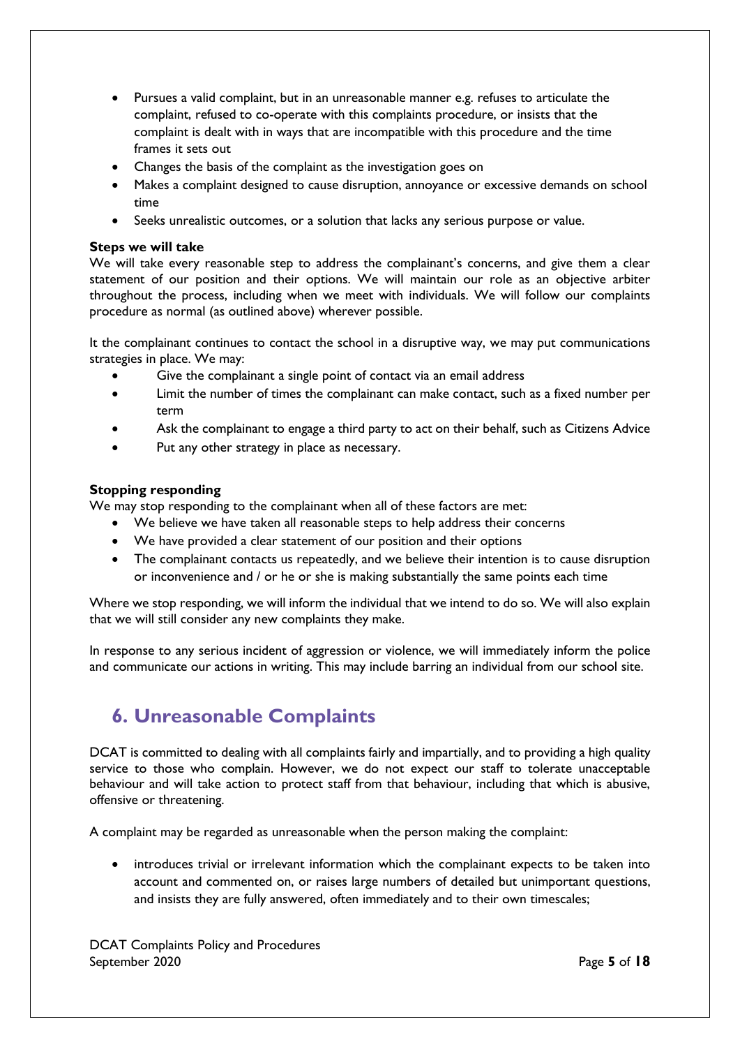- Pursues a valid complaint, but in an unreasonable manner e.g. refuses to articulate the complaint, refused to co-operate with this complaints procedure, or insists that the complaint is dealt with in ways that are incompatible with this procedure and the time frames it sets out
- Changes the basis of the complaint as the investigation goes on
- Makes a complaint designed to cause disruption, annoyance or excessive demands on school time
- Seeks unrealistic outcomes, or a solution that lacks any serious purpose or value.

**Steps we will take**

We will take every reasonable step to address the complainant's concerns, and give them a clear statement of our position and their options. We will maintain our role as an objective arbiter throughout the process, including when we meet with individuals. We will follow our complaints procedure as normal (as outlined above) wherever possible.

It the complainant continues to contact the school in a disruptive way, we may put communications strategies in place. We may:

- Give the complainant a single point of contact via an email address
- Limit the number of times the complainant can make contact, such as a fixed number per term
- Ask the complainant to engage a third party to act on their behalf, such as Citizens Advice
- Put any other strategy in place as necessary.

**Stopping responding**

We may stop responding to the complainant when all of these factors are met:

- We believe we have taken all reasonable steps to help address their concerns
- We have provided a clear statement of our position and their options
- The complainant contacts us repeatedly, and we believe their intention is to cause disruption or inconvenience and / or he or she is making substantially the same points each time

Where we stop responding, we will inform the individual that we intend to do so. We will also explain that we will still consider any new complaints they make.

In response to any serious incident of aggression or violence, we will immediately inform the police and communicate our actions in writing. This may include barring an individual from our school site.

## 6. Unreasonable Complaints

DCAT is committed to dealing with all complaints fairly and impartially, and to providing a high quality service to those who complain. However, we do not expect our staff to tolerate unacceptable behaviour and will take action to protect staff from that behaviour, including that which is abusive, offensive or threatening.

A complaint may be regarded as unreasonable when the person making the complaint:

- introduces trivial or irrelevant information which the complainant expects to be taken into account and commented on, or raises large numbers of detailed but unimportant questions, and insists they are fully answered, often immediately and to their own timescales;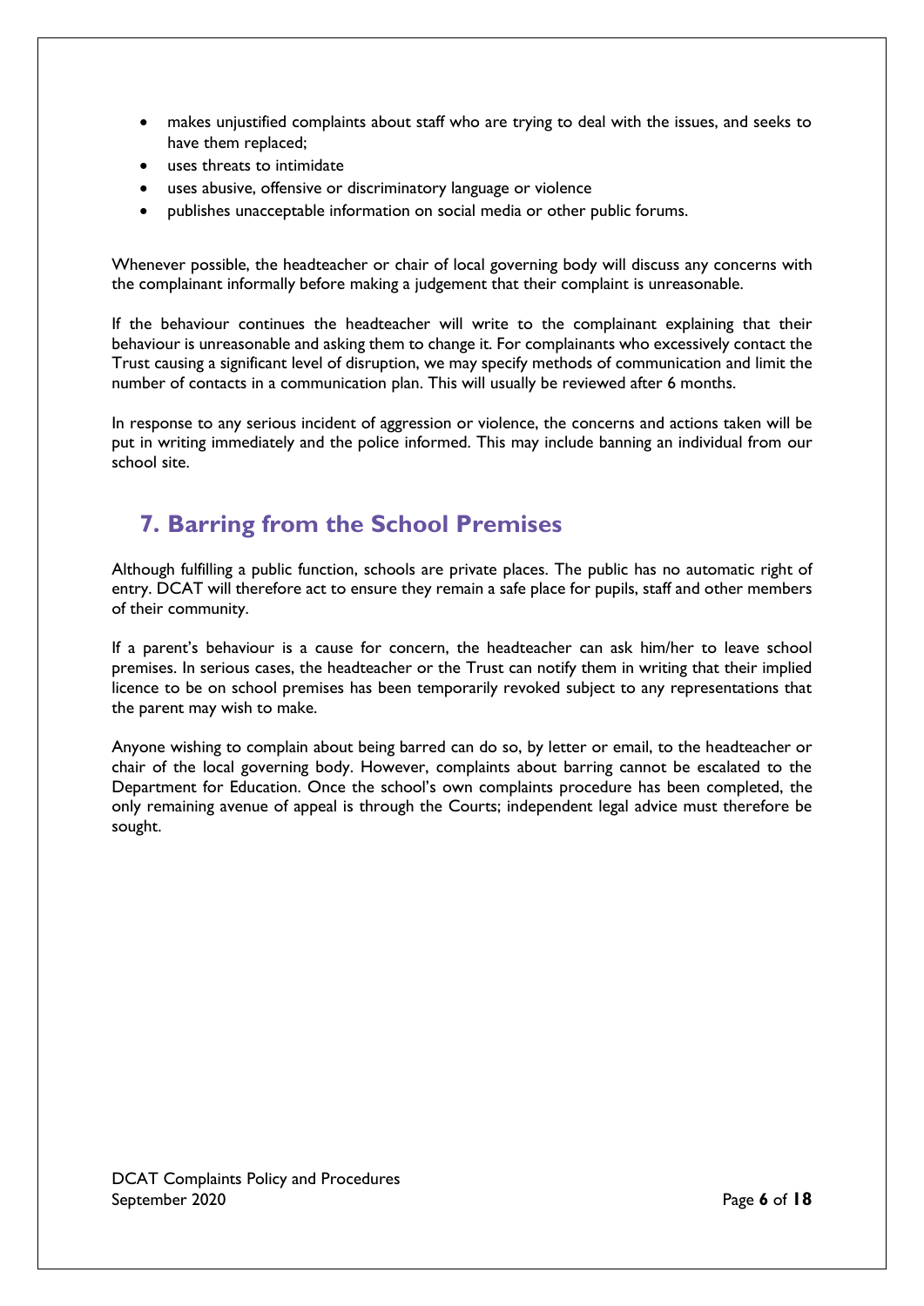- makes unjustified complaints about staff who are trying to deal with the issues, and seeks to have them replaced;
- uses threats to intimidate
- uses abusive, offensive or discriminatory language or violence
- publishes unacceptable information on social media or other public forums.

Whenever possible, the headteacher or chair of local governing body will discuss any concerns with the complainant informally before making a judgement that their complaint is unreasonable.

If the behaviour continues the headteacher will write to the complainant explaining that their behaviour is unreasonable and asking them to change it. For complainants who excessively contact the Trust causing a significant level of disruption, we may specify methods of communication and limit the number of contacts in a communication plan. This will usually be reviewed after 6 months.

In response to any serious incident of aggression or violence, the concerns and actions taken will be put in writing immediately and the police informed. This may include banning an individual from our school site.

## 7. Barring from the School Premises

Although fulfilling a public function, schools are private places. The public has no automatic right of entry. DCAT will therefore act to ensure they remain a safe place for pupils, staff and other members of their community.

If a parent's behaviour is a cause for concern, the headteacher can ask him/her to leave school premises. In serious cases, the headteacher or the Trust can notify them in writing that their implied licence to be on school premises has been temporarily revoked subject to any representations that the parent may wish to make.

Anyone wishing to complain about being barred can do so, by letter or email, to the headteacher or chair of the local governing body. However, complaints about barring cannot be escalated to the Department for Education. Once the school's own complaints procedure has been completed, the only remaining avenue of appeal is through the Courts; independent legal advice must therefore be sought.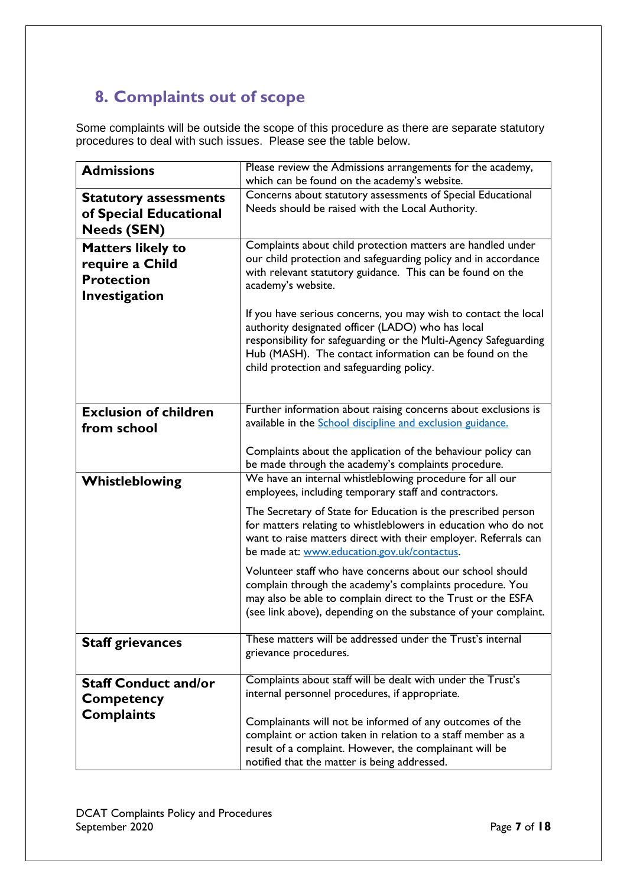## 8. Complaints out of scope

Some complaints will be outside the scope of this procedure as there are separate statutory procedures to deal with such issues. Please see the table below.

| | |
|---|---|
| **Admissions** | Please review the Admissions arrangements for the academy, which can be found on the academy's website. |
| **Statutory assessments of Special Educational Needs (SEN)** | Concerns about statutory assessments of Special Educational Needs should be raised with the Local Authority. |
| **Matters likely to require a Child Protection Investigation** | Complaints about child protection matters are handled under our child protection and safeguarding policy and in accordance with relevant statutory guidance. This can be found on the academy's website.<br><br>If you have serious concerns, you may wish to contact the local authority designated officer (LADO) who has local responsibility for safeguarding or the Multi-Agency Safeguarding Hub (MASH). The contact information can be found on the child protection and safeguarding policy. |
| **Exclusion of children from school** | Further information about raising concerns about exclusions is available in the [School discipline and exclusion guidance.](#)<br><br>Complaints about the application of the behaviour policy can be made through the academy's complaints procedure. |
| **Whistleblowing** | We have an internal whistleblowing procedure for all our employees, including temporary staff and contractors.<br><br>The Secretary of State for Education is the prescribed person for matters relating to whistleblowers in education who do not want to raise matters direct with their employer. Referrals can be made at: [www.education.gov.uk/contactus](http://www.education.gov.uk/contactus).<br><br>Volunteer staff who have concerns about our school should complain through the academy's complaints procedure. You may also be able to complain direct to the Trust or the ESFA (see link above), depending on the substance of your complaint. |
| **Staff grievances** | These matters will be addressed under the Trust's internal grievance procedures. |
| **Staff Conduct and/or Competency Complaints** | Complaints about staff will be dealt with under the Trust's internal personnel procedures, if appropriate.<br><br>Complainants will not be informed of any outcomes of the complaint or action taken in relation to a staff member as a result of a complaint. However, the complainant will be notified that the matter is being addressed. |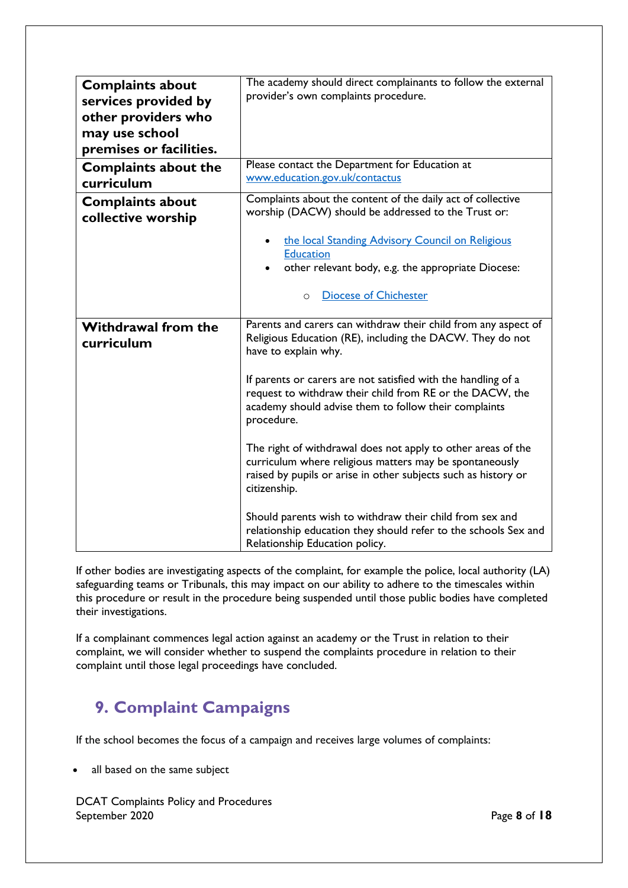| | |
|---|---|
| **Complaints about services provided by other providers who may use school premises or facilities.** | The academy should direct complainants to follow the external provider's own complaints procedure. |
| **Complaints about the curriculum** | Please contact the Department for Education at www.education.gov.uk/contactus |
| **Complaints about collective worship** | Complaints about the content of the daily act of collective worship (DACW) should be addressed to the Trust or:<br><br>• the local Standing Advisory Council on Religious Education<br>• other relevant body, e.g. the appropriate Diocese:<br>&nbsp;&nbsp;&nbsp;&nbsp;○ Diocese of Chichester |
| **Withdrawal from the curriculum** | Parents and carers can withdraw their child from any aspect of Religious Education (RE), including the DACW. They do not have to explain why.<br><br>If parents or carers are not satisfied with the handling of a request to withdraw their child from RE or the DACW, the academy should advise them to follow their complaints procedure.<br><br>The right of withdrawal does not apply to other areas of the curriculum where religious matters may be spontaneously raised by pupils or arise in other subjects such as history or citizenship.<br><br>Should parents wish to withdraw their child from sex and relationship education they should refer to the schools Sex and Relationship Education policy. |

If other bodies are investigating aspects of the complaint, for example the police, local authority (LA) safeguarding teams or Tribunals, this may impact on our ability to adhere to the timescales within this procedure or result in the procedure being suspended until those public bodies have completed their investigations.

If a complainant commences legal action against an academy or the Trust in relation to their complaint, we will consider whether to suspend the complaints procedure in relation to their complaint until those legal proceedings have concluded.

## 9. Complaint Campaigns

If the school becomes the focus of a campaign and receives large volumes of complaints:

- all based on the same subject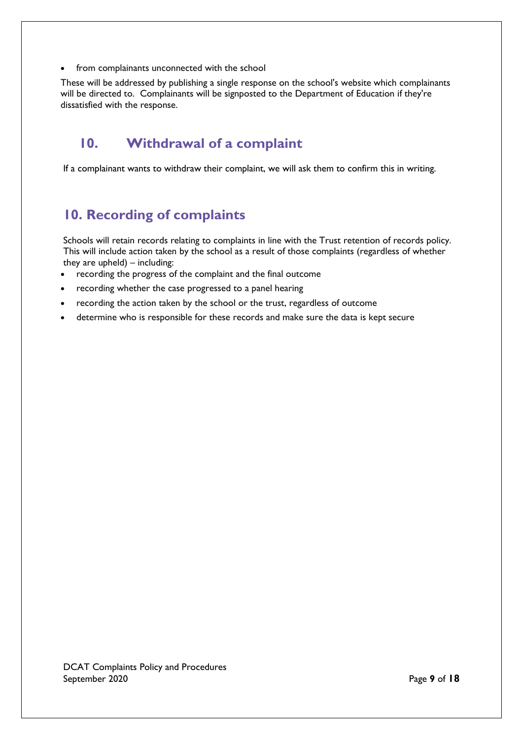- from complainants unconnected with the school

These will be addressed by publishing a single response on the school's website which complainants will be directed to. Complainants will be signposted to the Department of Education if they're dissatisfied with the response.

## 10. Withdrawal of a complaint

If a complainant wants to withdraw their complaint, we will ask them to confirm this in writing.

## 10. Recording of complaints

Schools will retain records relating to complaints in line with the Trust retention of records policy. This will include action taken by the school as a result of those complaints (regardless of whether they are upheld) – including:

- recording the progress of the complaint and the final outcome
- recording whether the case progressed to a panel hearing
- recording the action taken by the school or the trust, regardless of outcome
- determine who is responsible for these records and make sure the data is kept secure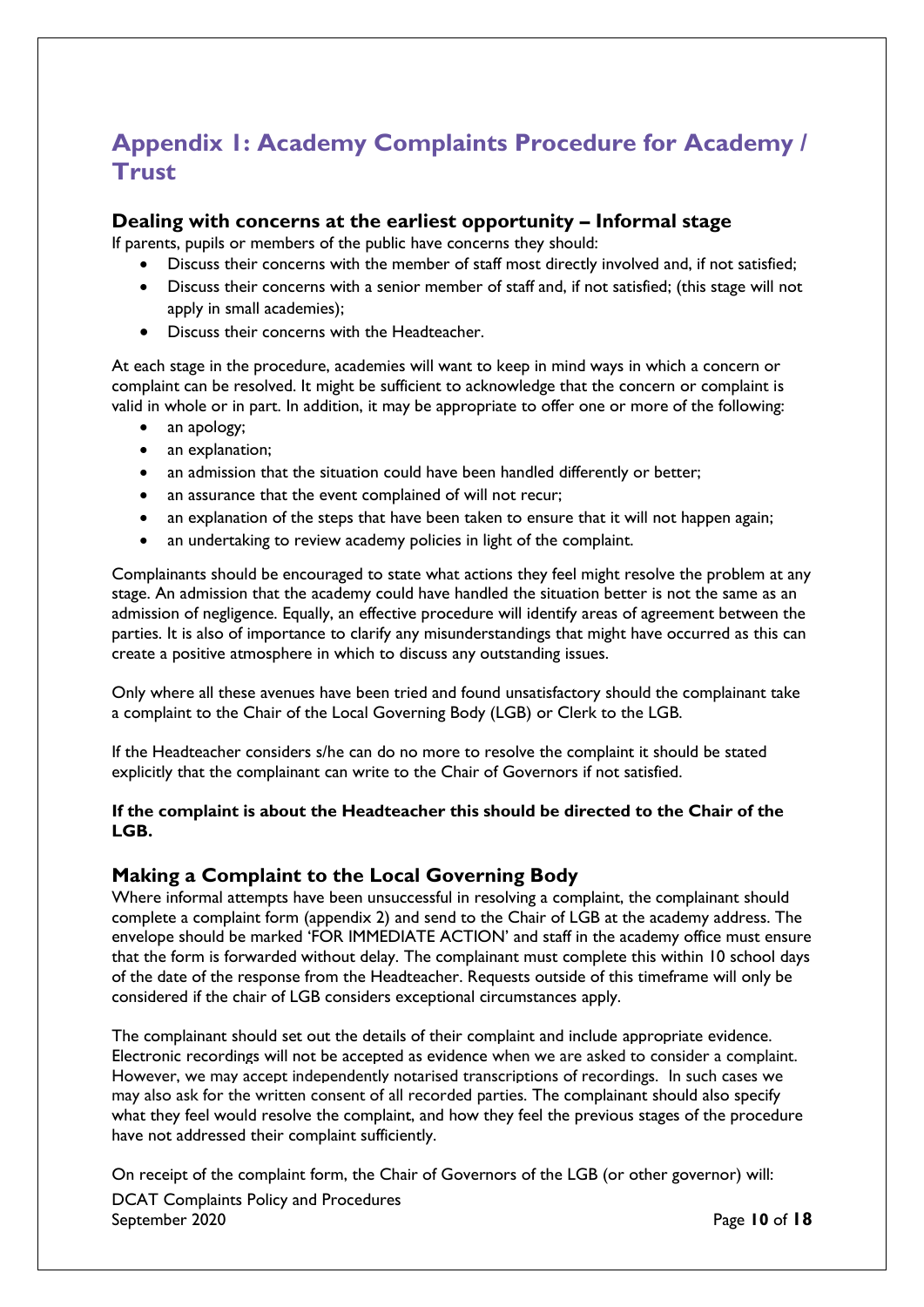# Appendix 1: Academy Complaints Procedure for Academy / Trust

## Dealing with concerns at the earliest opportunity – Informal stage

If parents, pupils or members of the public have concerns they should:

- Discuss their concerns with the member of staff most directly involved and, if not satisfied;
- Discuss their concerns with a senior member of staff and, if not satisfied; (this stage will not apply in small academies);
- Discuss their concerns with the Headteacher.

At each stage in the procedure, academies will want to keep in mind ways in which a concern or complaint can be resolved. It might be sufficient to acknowledge that the concern or complaint is valid in whole or in part. In addition, it may be appropriate to offer one or more of the following:

- an apology;
- an explanation;
- an admission that the situation could have been handled differently or better;
- an assurance that the event complained of will not recur;
- an explanation of the steps that have been taken to ensure that it will not happen again;
- an undertaking to review academy policies in light of the complaint.

Complainants should be encouraged to state what actions they feel might resolve the problem at any stage. An admission that the academy could have handled the situation better is not the same as an admission of negligence. Equally, an effective procedure will identify areas of agreement between the parties. It is also of importance to clarify any misunderstandings that might have occurred as this can create a positive atmosphere in which to discuss any outstanding issues.

Only where all these avenues have been tried and found unsatisfactory should the complainant take a complaint to the Chair of the Local Governing Body (LGB) or Clerk to the LGB.

If the Headteacher considers s/he can do no more to resolve the complaint it should be stated explicitly that the complainant can write to the Chair of Governors if not satisfied.

**If the complaint is about the Headteacher this should be directed to the Chair of the LGB.**

## Making a Complaint to the Local Governing Body

Where informal attempts have been unsuccessful in resolving a complaint, the complainant should complete a complaint form (appendix 2) and send to the Chair of LGB at the academy address. The envelope should be marked 'FOR IMMEDIATE ACTION' and staff in the academy office must ensure that the form is forwarded without delay. The complainant must complete this within 10 school days of the date of the response from the Headteacher. Requests outside of this timeframe will only be considered if the chair of LGB considers exceptional circumstances apply.

The complainant should set out the details of their complaint and include appropriate evidence. Electronic recordings will not be accepted as evidence when we are asked to consider a complaint. However, we may accept independently notarised transcriptions of recordings. In such cases we may also ask for the written consent of all recorded parties. The complainant should also specify what they feel would resolve the complaint, and how they feel the previous stages of the procedure have not addressed their complaint sufficiently.

On receipt of the complaint form, the Chair of Governors of the LGB (or other governor) will: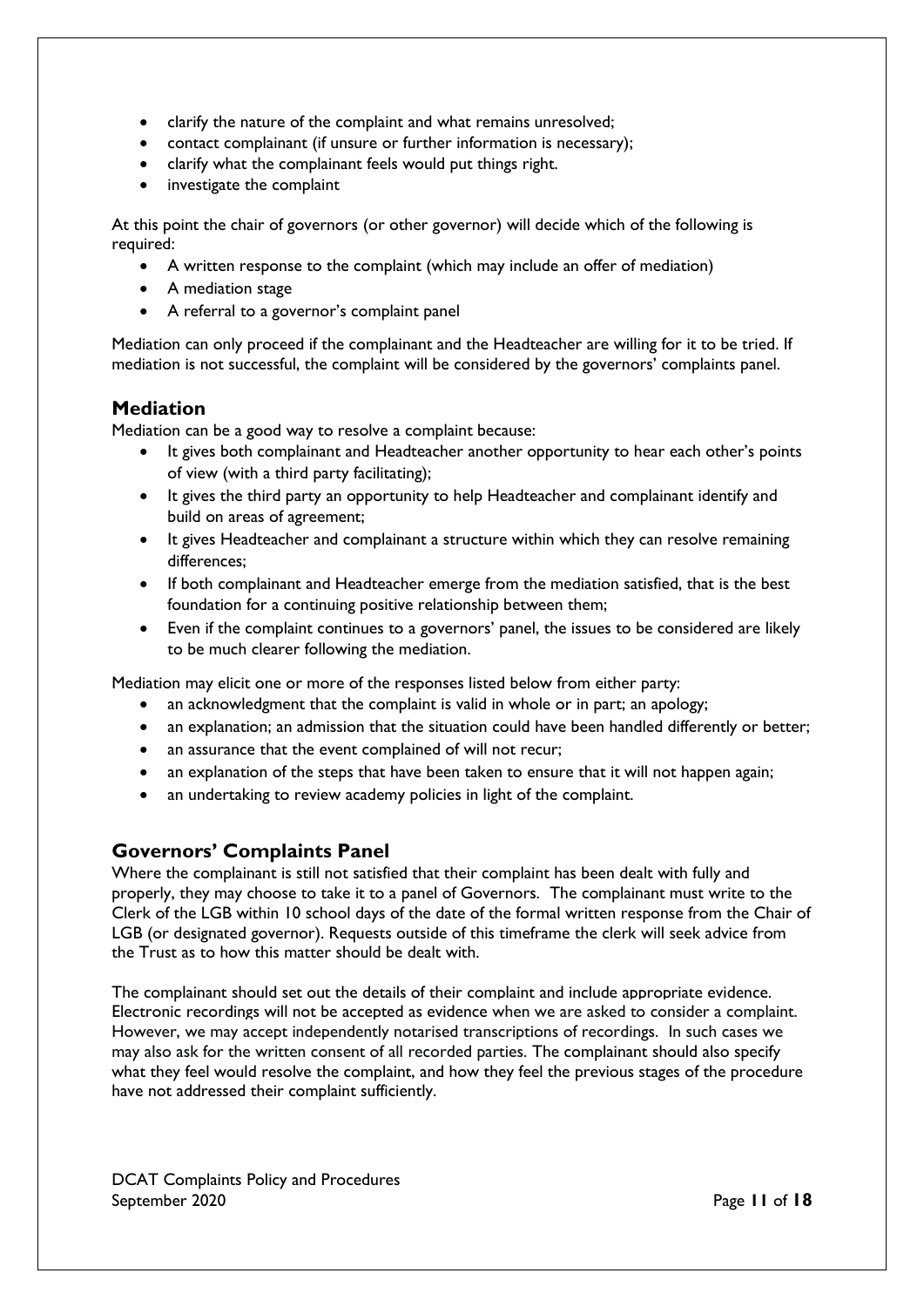- clarify the nature of the complaint and what remains unresolved;
- contact complainant (if unsure or further information is necessary);
- clarify what the complainant feels would put things right.
- investigate the complaint

At this point the chair of governors (or other governor) will decide which of the following is required:

- A written response to the complaint (which may include an offer of mediation)
- A mediation stage
- A referral to a governor's complaint panel

Mediation can only proceed if the complainant and the Headteacher are willing for it to be tried. If mediation is not successful, the complaint will be considered by the governors' complaints panel.

## Mediation

Mediation can be a good way to resolve a complaint because:

- It gives both complainant and Headteacher another opportunity to hear each other's points of view (with a third party facilitating);
- It gives the third party an opportunity to help Headteacher and complainant identify and build on areas of agreement;
- It gives Headteacher and complainant a structure within which they can resolve remaining differences;
- If both complainant and Headteacher emerge from the mediation satisfied, that is the best foundation for a continuing positive relationship between them;
- Even if the complaint continues to a governors' panel, the issues to be considered are likely to be much clearer following the mediation.

Mediation may elicit one or more of the responses listed below from either party:

- an acknowledgment that the complaint is valid in whole or in part; an apology;
- an explanation; an admission that the situation could have been handled differently or better;
- an assurance that the event complained of will not recur;
- an explanation of the steps that have been taken to ensure that it will not happen again;
- an undertaking to review academy policies in light of the complaint.

## Governors' Complaints Panel

Where the complainant is still not satisfied that their complaint has been dealt with fully and properly, they may choose to take it to a panel of Governors. The complainant must write to the Clerk of the LGB within 10 school days of the date of the formal written response from the Chair of LGB (or designated governor). Requests outside of this timeframe the clerk will seek advice from the Trust as to how this matter should be dealt with.

The complainant should set out the details of their complaint and include appropriate evidence. Electronic recordings will not be accepted as evidence when we are asked to consider a complaint. However, we may accept independently notarised transcriptions of recordings. In such cases we may also ask for the written consent of all recorded parties. The complainant should also specify what they feel would resolve the complaint, and how they feel the previous stages of the procedure have not addressed their complaint sufficiently.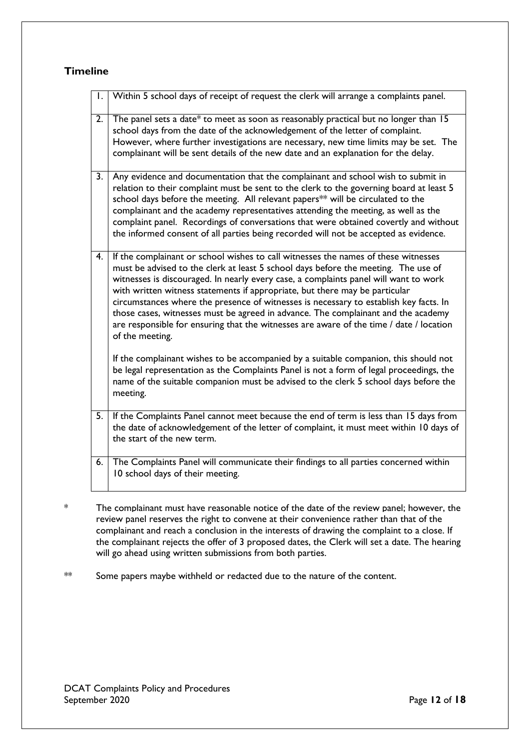## Timeline

| | |
|---|---|
| 1. | Within 5 school days of receipt of request the clerk will arrange a complaints panel. |
| 2. | The panel sets a date* to meet as soon as reasonably practical but no longer than 15 school days from the date of the acknowledgement of the letter of complaint. However, where further investigations are necessary, new time limits may be set. The complainant will be sent details of the new date and an explanation for the delay. |
| 3. | Any evidence and documentation that the complainant and school wish to submit in relation to their complaint must be sent to the clerk to the governing board at least 5 school days before the meeting. All relevant papers** will be circulated to the complainant and the academy representatives attending the meeting, as well as the complaint panel. Recordings of conversations that were obtained covertly and without the informed consent of all parties being recorded will not be accepted as evidence. |
| 4. | If the complainant or school wishes to call witnesses the names of these witnesses must be advised to the clerk at least 5 school days before the meeting. The use of witnesses is discouraged. In nearly every case, a complaints panel will want to work with written witness statements if appropriate, but there may be particular circumstances where the presence of witnesses is necessary to establish key facts. In those cases, witnesses must be agreed in advance. The complainant and the academy are responsible for ensuring that the witnesses are aware of the time / date / location of the meeting.<br><br>If the complainant wishes to be accompanied by a suitable companion, this should not be legal representation as the Complaints Panel is not a form of legal proceedings, the name of the suitable companion must be advised to the clerk 5 school days before the meeting. |
| 5. | If the Complaints Panel cannot meet because the end of term is less than 15 days from the date of acknowledgement of the letter of complaint, it must meet within 10 days of the start of the new term. |
| 6. | The Complaints Panel will communicate their findings to all parties concerned within 10 school days of their meeting. |

\* The complainant must have reasonable notice of the date of the review panel; however, the review panel reserves the right to convene at their convenience rather than that of the complainant and reach a conclusion in the interests of drawing the complaint to a close. If the complainant rejects the offer of 3 proposed dates, the Clerk will set a date. The hearing will go ahead using written submissions from both parties.

** Some papers maybe withheld or redacted due to the nature of the content.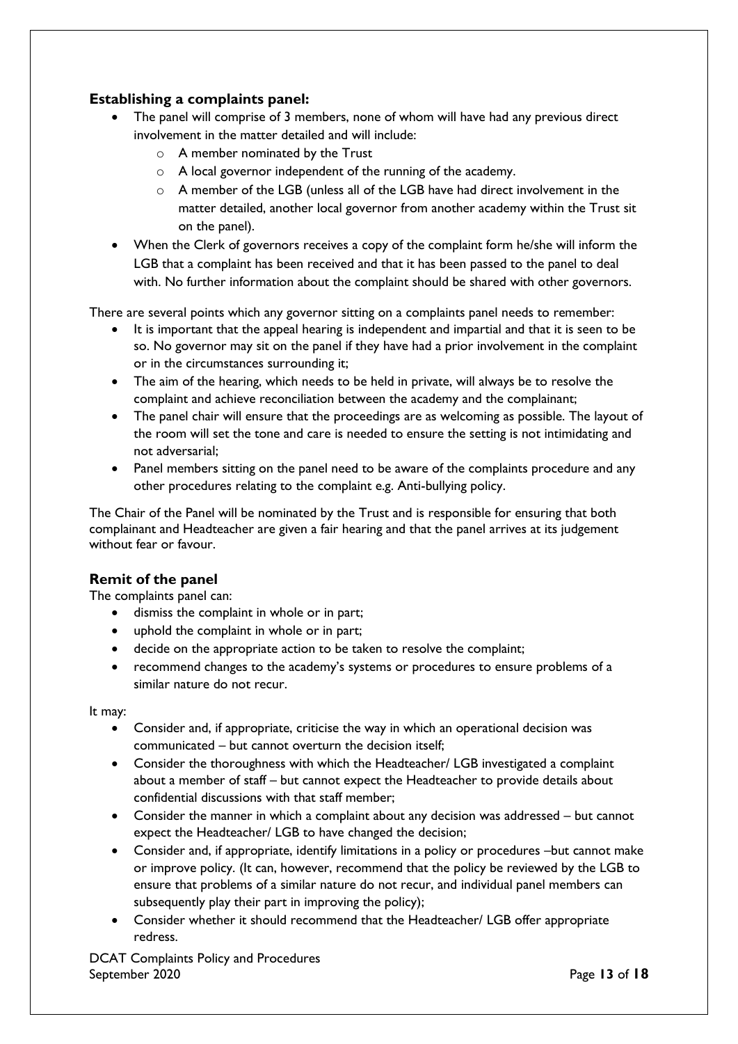### Establishing a complaints panel:

- The panel will comprise of 3 members, none of whom will have had any previous direct involvement in the matter detailed and will include:
  - A member nominated by the Trust
  - A local governor independent of the running of the academy.
  - A member of the LGB (unless all of the LGB have had direct involvement in the matter detailed, another local governor from another academy within the Trust sit on the panel).
- When the Clerk of governors receives a copy of the complaint form he/she will inform the LGB that a complaint has been received and that it has been passed to the panel to deal with. No further information about the complaint should be shared with other governors.

There are several points which any governor sitting on a complaints panel needs to remember:

- It is important that the appeal hearing is independent and impartial and that it is seen to be so. No governor may sit on the panel if they have had a prior involvement in the complaint or in the circumstances surrounding it;
- The aim of the hearing, which needs to be held in private, will always be to resolve the complaint and achieve reconciliation between the academy and the complainant;
- The panel chair will ensure that the proceedings are as welcoming as possible. The layout of the room will set the tone and care is needed to ensure the setting is not intimidating and not adversarial;
- Panel members sitting on the panel need to be aware of the complaints procedure and any other procedures relating to the complaint e.g. Anti-bullying policy.

The Chair of the Panel will be nominated by the Trust and is responsible for ensuring that both complainant and Headteacher are given a fair hearing and that the panel arrives at its judgement without fear or favour.

### Remit of the panel

The complaints panel can:

- dismiss the complaint in whole or in part;
- uphold the complaint in whole or in part;
- decide on the appropriate action to be taken to resolve the complaint;
- recommend changes to the academy's systems or procedures to ensure problems of a similar nature do not recur.

It may:

- Consider and, if appropriate, criticise the way in which an operational decision was communicated – but cannot overturn the decision itself;
- Consider the thoroughness with which the Headteacher/ LGB investigated a complaint about a member of staff – but cannot expect the Headteacher to provide details about confidential discussions with that staff member;
- Consider the manner in which a complaint about any decision was addressed – but cannot expect the Headteacher/ LGB to have changed the decision;
- Consider and, if appropriate, identify limitations in a policy or procedures –but cannot make or improve policy. (It can, however, recommend that the policy be reviewed by the LGB to ensure that problems of a similar nature do not recur, and individual panel members can subsequently play their part in improving the policy);
- Consider whether it should recommend that the Headteacher/ LGB offer appropriate redress.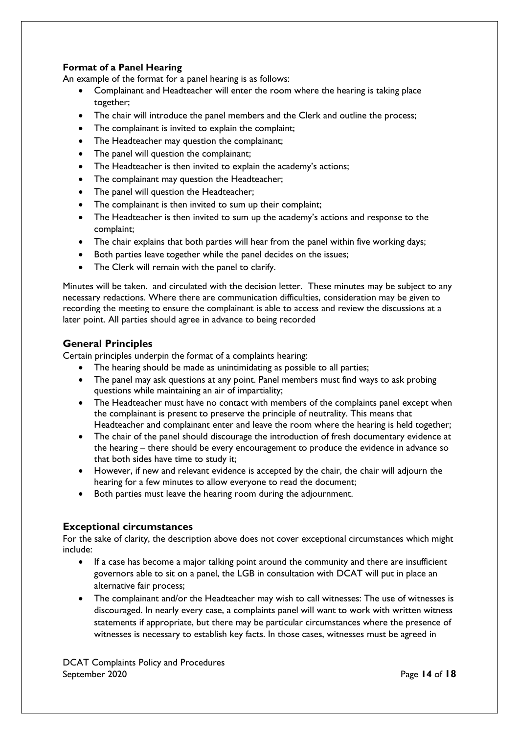**Format of a Panel Hearing**

An example of the format for a panel hearing is as follows:

- Complainant and Headteacher will enter the room where the hearing is taking place together;
- The chair will introduce the panel members and the Clerk and outline the process;
- The complainant is invited to explain the complaint;
- The Headteacher may question the complainant;
- The panel will question the complainant;
- The Headteacher is then invited to explain the academy's actions;
- The complainant may question the Headteacher;
- The panel will question the Headteacher;
- The complainant is then invited to sum up their complaint;
- The Headteacher is then invited to sum up the academy's actions and response to the complaint;
- The chair explains that both parties will hear from the panel within five working days;
- Both parties leave together while the panel decides on the issues;
- The Clerk will remain with the panel to clarify.

Minutes will be taken. and circulated with the decision letter. These minutes may be subject to any necessary redactions. Where there are communication difficulties, consideration may be given to recording the meeting to ensure the complainant is able to access and review the discussions at a later point. All parties should agree in advance to being recorded

## General Principles

Certain principles underpin the format of a complaints hearing:

- The hearing should be made as unintimidating as possible to all parties;
- The panel may ask questions at any point. Panel members must find ways to ask probing questions while maintaining an air of impartiality;
- The Headteacher must have no contact with members of the complaints panel except when the complainant is present to preserve the principle of neutrality. This means that Headteacher and complainant enter and leave the room where the hearing is held together;
- The chair of the panel should discourage the introduction of fresh documentary evidence at the hearing – there should be every encouragement to produce the evidence in advance so that both sides have time to study it;
- However, if new and relevant evidence is accepted by the chair, the chair will adjourn the hearing for a few minutes to allow everyone to read the document;
- Both parties must leave the hearing room during the adjournment.

## Exceptional circumstances

For the sake of clarity, the description above does not cover exceptional circumstances which might include:

- If a case has become a major talking point around the community and there are insufficient governors able to sit on a panel, the LGB in consultation with DCAT will put in place an alternative fair process;
- The complainant and/or the Headteacher may wish to call witnesses: The use of witnesses is discouraged. In nearly every case, a complaints panel will want to work with written witness statements if appropriate, but there may be particular circumstances where the presence of witnesses is necessary to establish key facts. In those cases, witnesses must be agreed in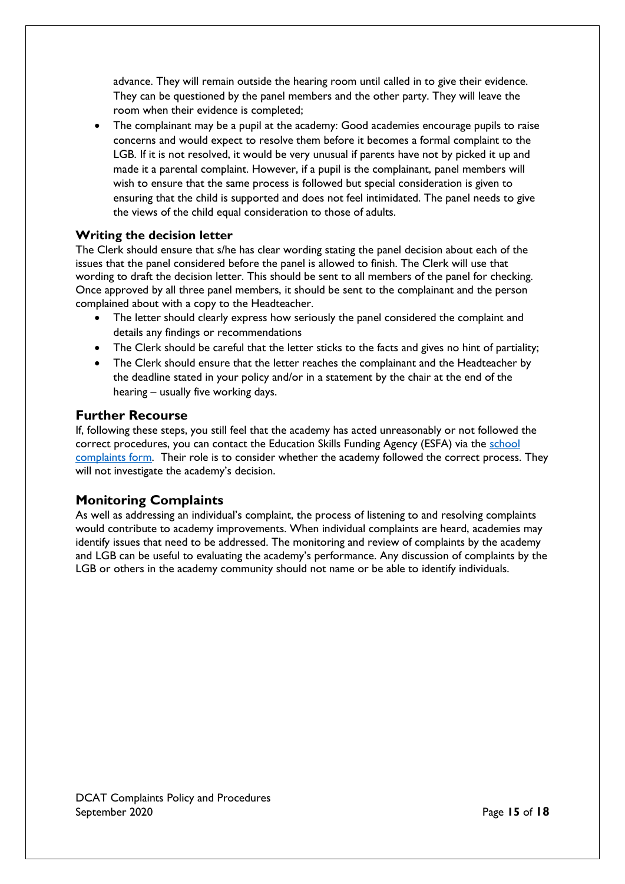advance. They will remain outside the hearing room until called in to give their evidence. They can be questioned by the panel members and the other party. They will leave the room when their evidence is completed;

- The complainant may be a pupil at the academy: Good academies encourage pupils to raise concerns and would expect to resolve them before it becomes a formal complaint to the LGB. If it is not resolved, it would be very unusual if parents have not by picked it up and made it a parental complaint. However, if a pupil is the complainant, panel members will wish to ensure that the same process is followed but special consideration is given to ensuring that the child is supported and does not feel intimidated. The panel needs to give the views of the child equal consideration to those of adults.

### Writing the decision letter

The Clerk should ensure that s/he has clear wording stating the panel decision about each of the issues that the panel considered before the panel is allowed to finish. The Clerk will use that wording to draft the decision letter. This should be sent to all members of the panel for checking. Once approved by all three panel members, it should be sent to the complainant and the person complained about with a copy to the Headteacher.

- The letter should clearly express how seriously the panel considered the complaint and details any findings or recommendations
- The Clerk should be careful that the letter sticks to the facts and gives no hint of partiality;
- The Clerk should ensure that the letter reaches the complainant and the Headteacher by the deadline stated in your policy and/or in a statement by the chair at the end of the hearing – usually five working days.

## Further Recourse

If, following these steps, you still feel that the academy has acted unreasonably or not followed the correct procedures, you can contact the Education Skills Funding Agency (ESFA) via the school complaints form. Their role is to consider whether the academy followed the correct process. They will not investigate the academy's decision.

## Monitoring Complaints

As well as addressing an individual's complaint, the process of listening to and resolving complaints would contribute to academy improvements. When individual complaints are heard, academies may identify issues that need to be addressed. The monitoring and review of complaints by the academy and LGB can be useful to evaluating the academy's performance. Any discussion of complaints by the LGB or others in the academy community should not name or be able to identify individuals.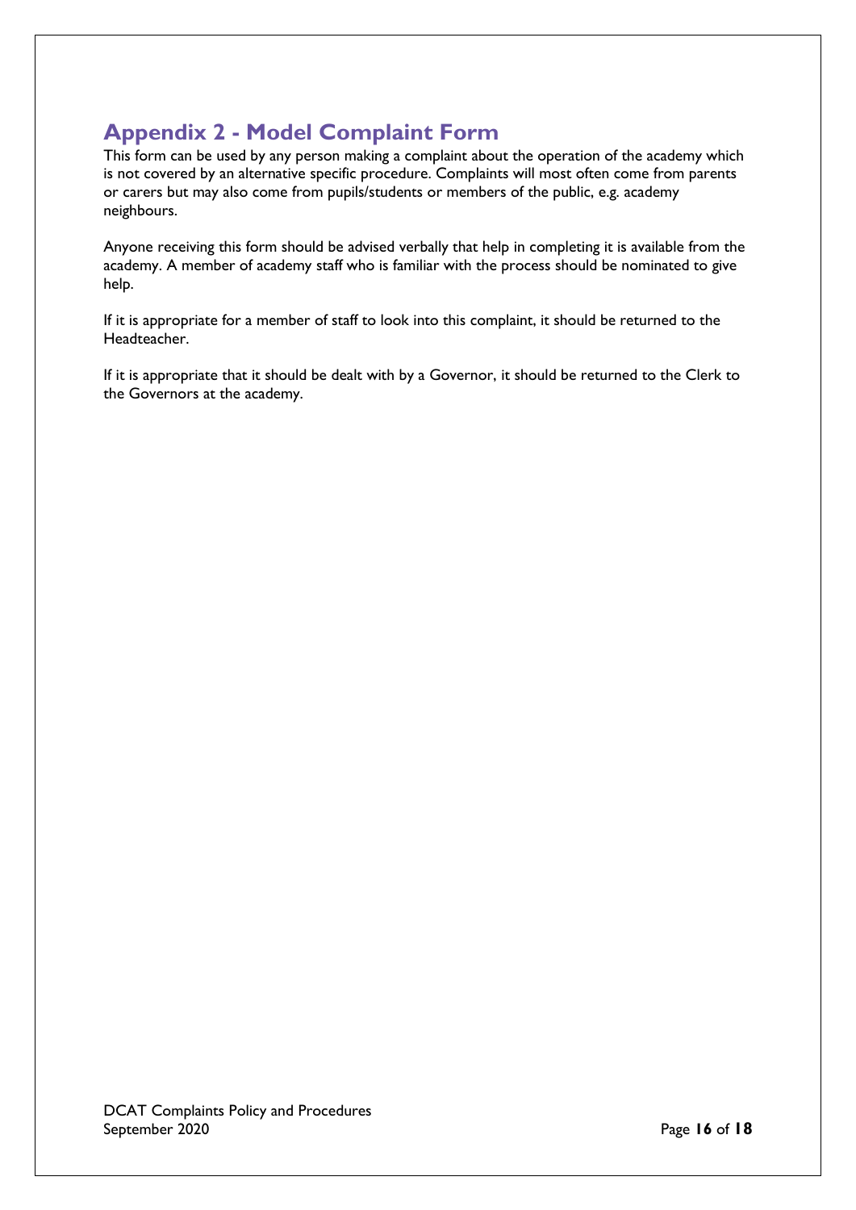## Appendix 2 - Model Complaint Form

This form can be used by any person making a complaint about the operation of the academy which is not covered by an alternative specific procedure. Complaints will most often come from parents or carers but may also come from pupils/students or members of the public, e.g. academy neighbours.

Anyone receiving this form should be advised verbally that help in completing it is available from the academy. A member of academy staff who is familiar with the process should be nominated to give help.

If it is appropriate for a member of staff to look into this complaint, it should be returned to the Headteacher.

If it is appropriate that it should be dealt with by a Governor, it should be returned to the Clerk to the Governors at the academy.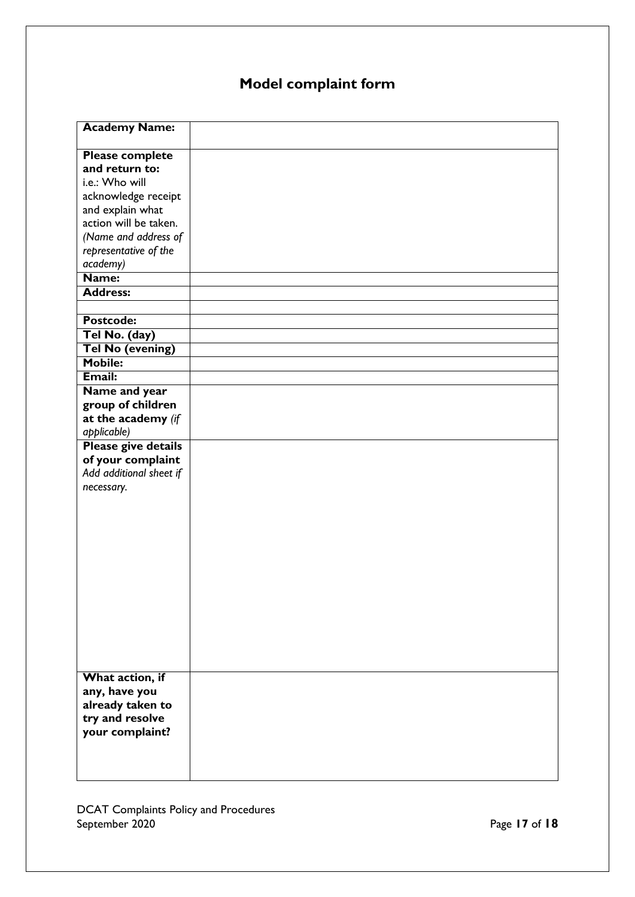# Model complaint form

| **Academy Name:** | |
|---|---|
| **Please complete and return to:** i.e.: Who will acknowledge receipt and explain what action will be taken. *(Name and address of representative of the academy)* | |
| **Name:** | |
| **Address:** | |
| | |
| **Postcode:** | |
| **Tel No. (day)** | |
| **Tel No (evening)** | |
| **Mobile:** | |
| **Email:** | |
| **Name and year group of children at the academy** *(if applicable)* | |
| **Please give details of your complaint** *Add additional sheet if necessary.* | |
| **What action, if any, have you already taken to try and resolve your complaint?** | |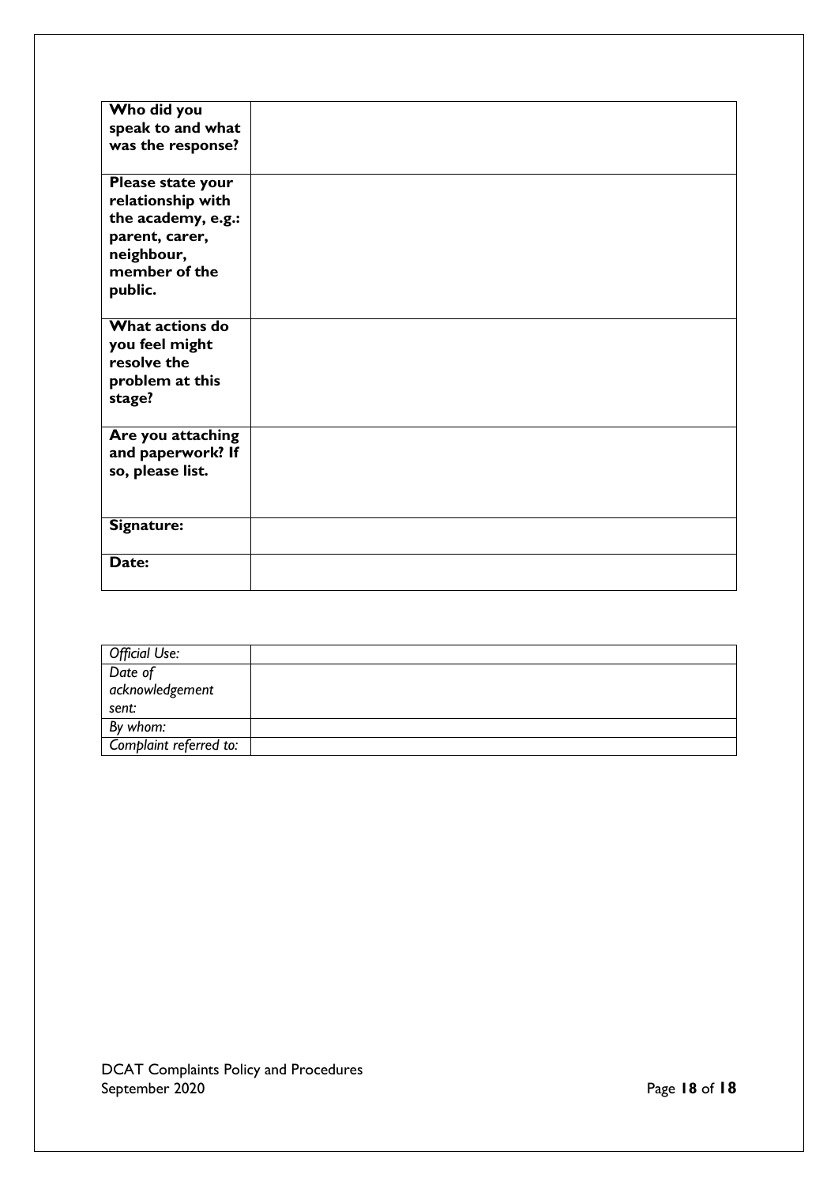| | |
|---|---|
| **Who did you speak to and what was the response?** | |
| **Please state your relationship with the academy, e.g.: parent, carer, neighbour, member of the public.** | |
| **What actions do you feel might resolve the problem at this stage?** | |
| **Are you attaching and paperwork? If so, please list.** | |
| **Signature:** | |
| **Date:** | |

| | |
|---|---|
| *Official Use:* | |
| *Date of acknowledgement sent:* | |
| *By whom:* | |
| *Complaint referred to:* | |